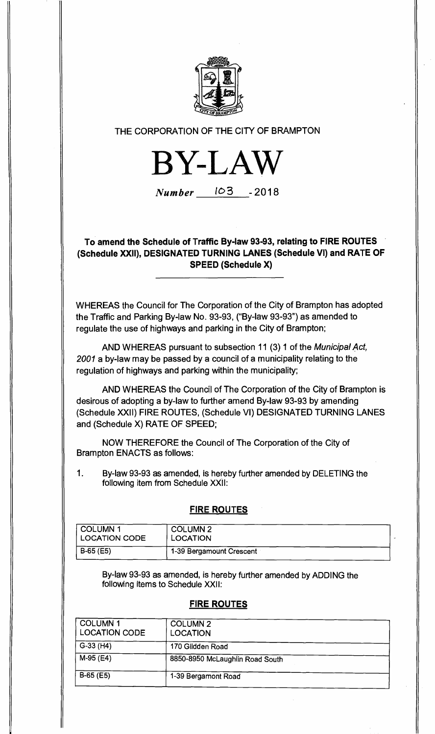THE CORPORATION OF THE CITY OF BRAMPTON

# BY-LAW

*Number* 103 - 2018

## To amend the Schedule of Traffic By-law 93-93, relating to FIRE ROUTES (Schedule XXII), DESIGNATED TURNING LANES (Schedule VI) and RATE OF SPEED (Schedule X)

WHEREAS the Council for The Corporation of the City of Brampton has adopted the Traffic and Parking By-law No. 93-93, ("By-law 93-93") as amended to regulate the use of highways and parking in the City of Brampton;

AND WHEREAS pursuant to subsection 11 (3) 1 of the *Municipal Act, 2001* a by-law may be passed by a council of a municipality relating to the regulation of highways and parking within the municipality;

AND WHEREAS the Council of The Corporation of the City of Brampton is desirous of adopting a by-law to further amend By-law 93-93 by amending (Schedule XXII) FIRE ROUTES, (Schedule VI) DESIGNATED TURNING LANES and (Schedule X) RATE OF SPEED;

NOW THEREFORE the Council of The Corporation of the City of Brampton ENACTS as follows:

1. By-law 93-93 as amended, is hereby further amended by DELETING the following item from Schedule XXII:

**FIRE ROUTES**

| COLUMN 1 LOCATION CODE | COLUMN 2 LOCATION |
|---|---|
| B-65 (E5) | 1-39 Bergamount Crescent |

By-law 93-93 as amended, is hereby further amended by ADDING the following items to Schedule XXII:

**FIRE ROUTES**

| COLUMN 1 LOCATION CODE | COLUMN 2 LOCATION |
|---|---|
| G-33 (H4) | 170 Glidden Road |
| M-95 (E4) | 8850-8950 McLaughlin Road South |
| B-65 (E5) | 1-39 Bergamont Road |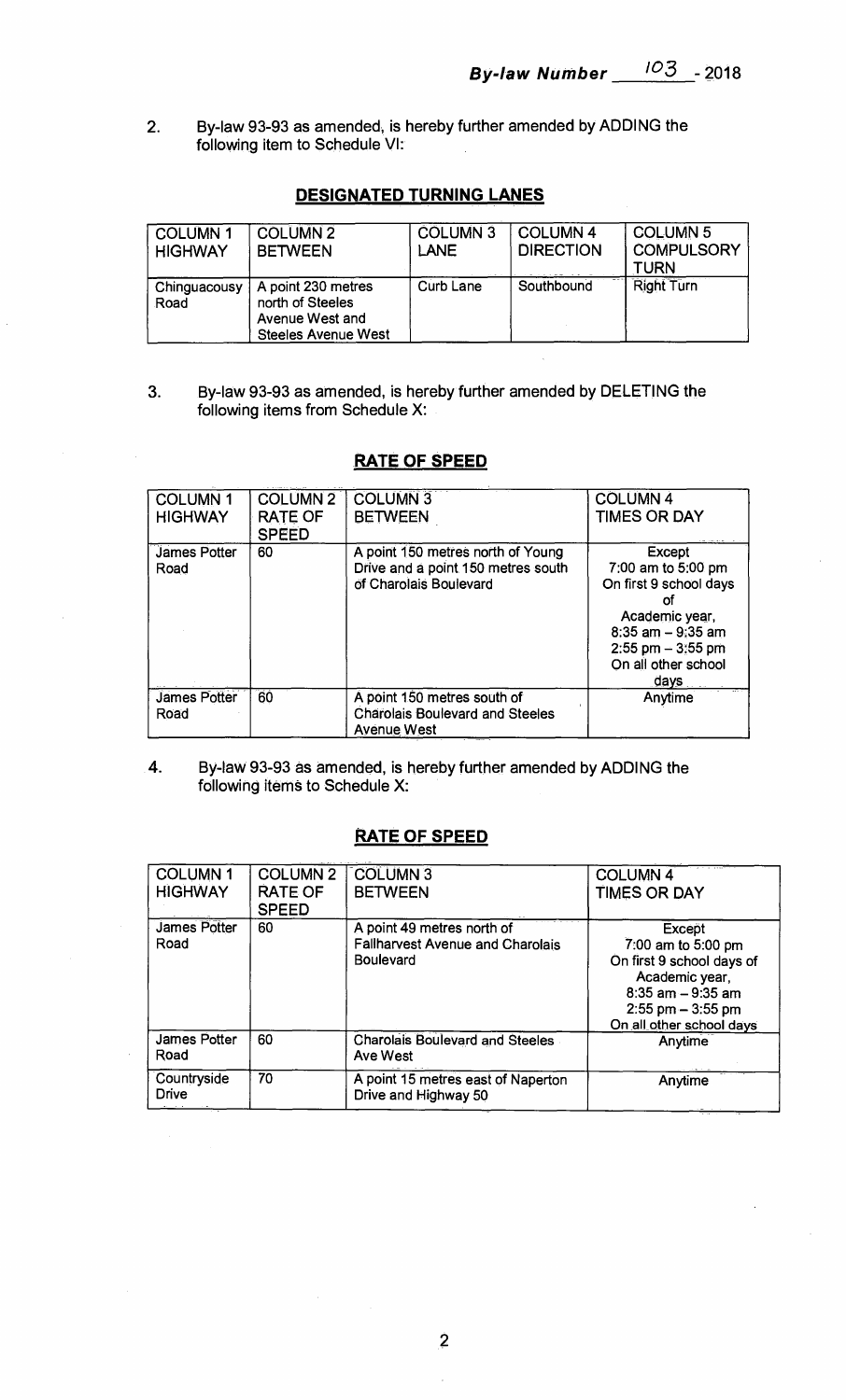2. By-law 93-93 as amended, is hereby further amended by ADDING the following item to Schedule VI:

**DESIGNATED TURNING LANES**

| COLUMN 1 HIGHWAY | COLUMN 2 BETWEEN | COLUMN 3 LANE | COLUMN 4 DIRECTION | COLUMN 5 COMPULSORY TURN |
|---|---|---|---|---|
| Chinguacousy Road | A point 230 metres north of Steeles Avenue West and Steeles Avenue West | Curb Lane | Southbound | Right Turn |

3. By-law 93-93 as amended, is hereby further amended by DELETING the following items from Schedule X:

**RATE OF SPEED**

| COLUMN 1 HIGHWAY | COLUMN 2 RATE OF SPEED | COLUMN 3 BETWEEN | COLUMN 4 TIMES OR DAY |
|---|---|---|---|
| James Potter Road | 60 | A point 150 metres north of Young Drive and a point 150 metres south of Charolais Boulevard | Except 7:00 am to 5:00 pm On first 9 school days of Academic year, 8:35 am – 9:35 am 2:55 pm – 3:55 pm On all other school days |
| James Potter Road | 60 | A point 150 metres south of Charolais Boulevard and Steeles Avenue West | Anytime |

4. By-law 93-93 as amended, is hereby further amended by ADDING the following items to Schedule X:

**RATE OF SPEED**

| COLUMN 1 HIGHWAY | COLUMN 2 RATE OF SPEED | COLUMN 3 BETWEEN | COLUMN 4 TIMES OR DAY |
|---|---|---|---|
| James Potter Road | 60 | A point 49 metres north of Fallharvest Avenue and Charolais Boulevard | Except 7:00 am to 5:00 pm On first 9 school days of Academic year, 8:35 am – 9:35 am 2:55 pm – 3:55 pm On all other school days |
| James Potter Road | 60 | Charolais Boulevard and Steeles Ave West | Anytime |
| Countryside Drive | 70 | A point 15 metres east of Naperton Drive and Highway 50 | Anytime |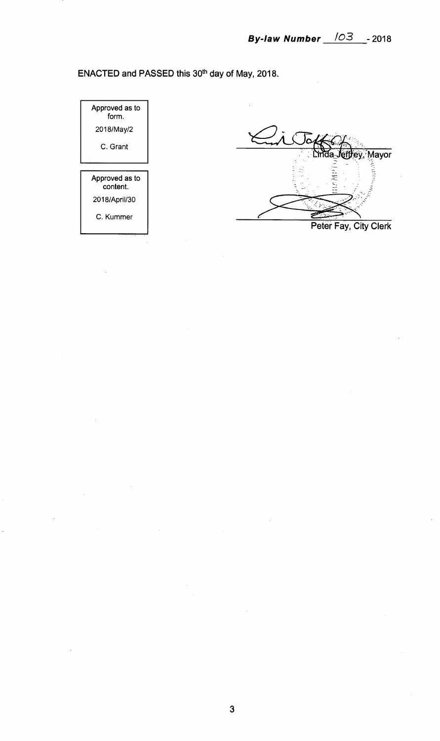***By-law Number*** **103** ***- 2018***

ENACTED and PASSED this 30th day of May, 2018.

| |
|---|
| Approved as to form. |
| 2018/May/2 |
| C. Grant |

| |
|---|
| Approved as to content. |
| 2018/April/30 |
| C. Kummer |

Linda Jeffrey, Mayor

Peter Fay, City Clerk